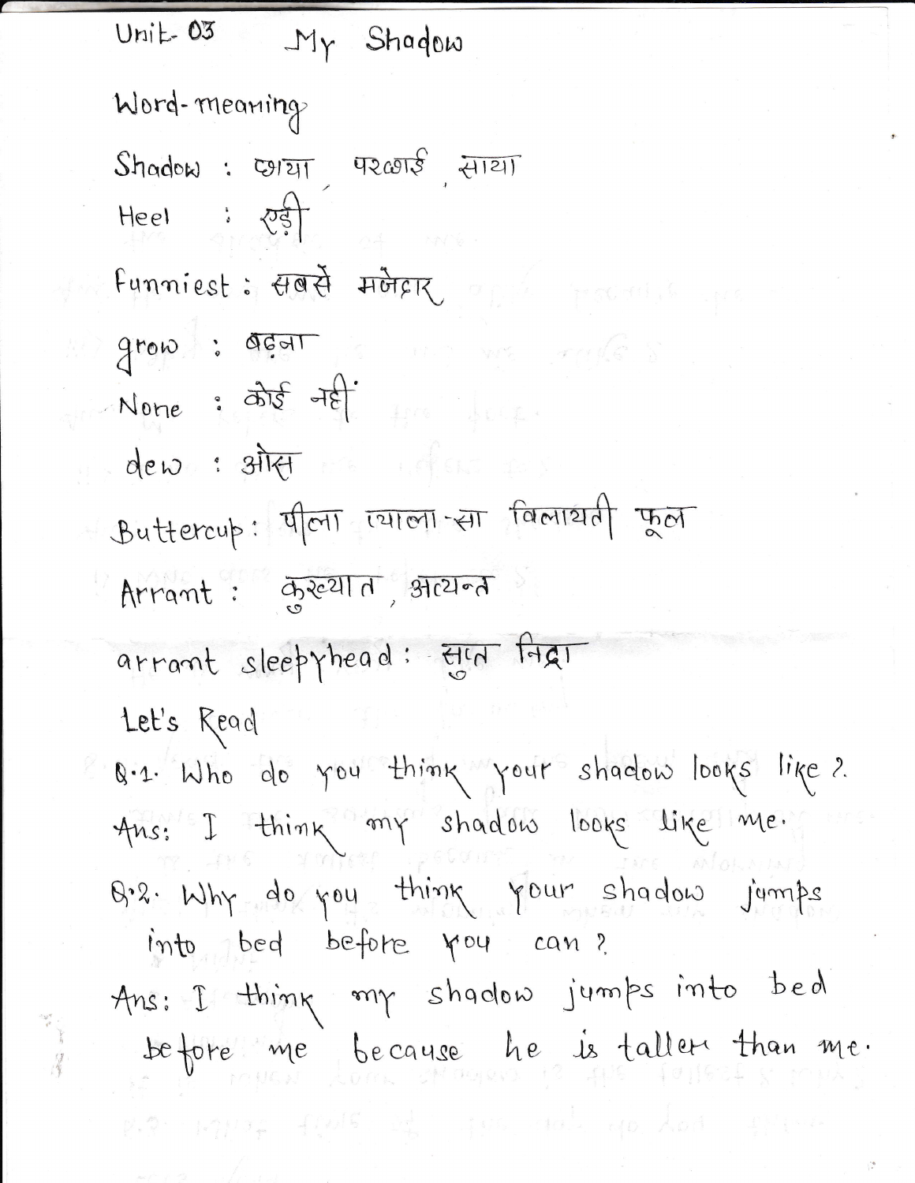# Unit- 03 My Shadow

## Word-meaning

Shadow : छाया, परछाई, साया

Heel : एड़ी

Funniest : सबसे मजेदार

grow : बढ़ना

None : कोई नहीं

dew : ओस

Buttercup : पीला प्याला-सा विलायती फूल

Arrant : कुख्यात, अत्यन्त

arrant sleepyhead : सुप्त निद्रा

## Let's Read

Q.1. Who do you think your shadow looks like ?

Ans: I think my shadow looks like me.

Q.2. Why do you think your shadow jumps into bed before you can ?

Ans: I think my shadow jumps into bed before me because he is taller than me.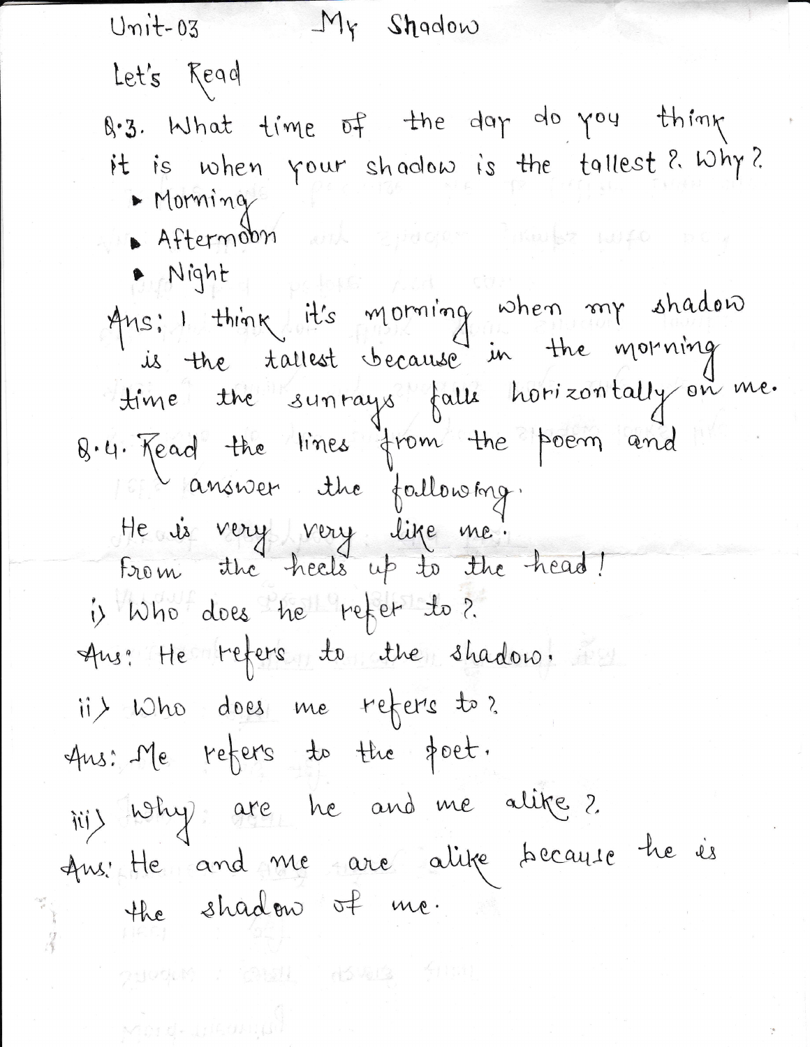Unit-03 My Shadow

Let's Read

Q.3. What time of the day do you think it is when your shadow is the tallest? Why?

- Morning
- Afternoon
- Night

Ans: I think it's morning when my shadow is the tallest because in the morning time the sunrays falls horizontally on me.

Q.4. Read the lines from the poem and answer the following.

He is very very like me.
From the heels up to the head!

i) Who does he refer to?

Ans: He refers to the shadow.

ii) Who does me refers to?

Ans: Me refers to the poet.

iii) Why are he and me alike?

Ans: He and me are alike because he is the shadow of me.